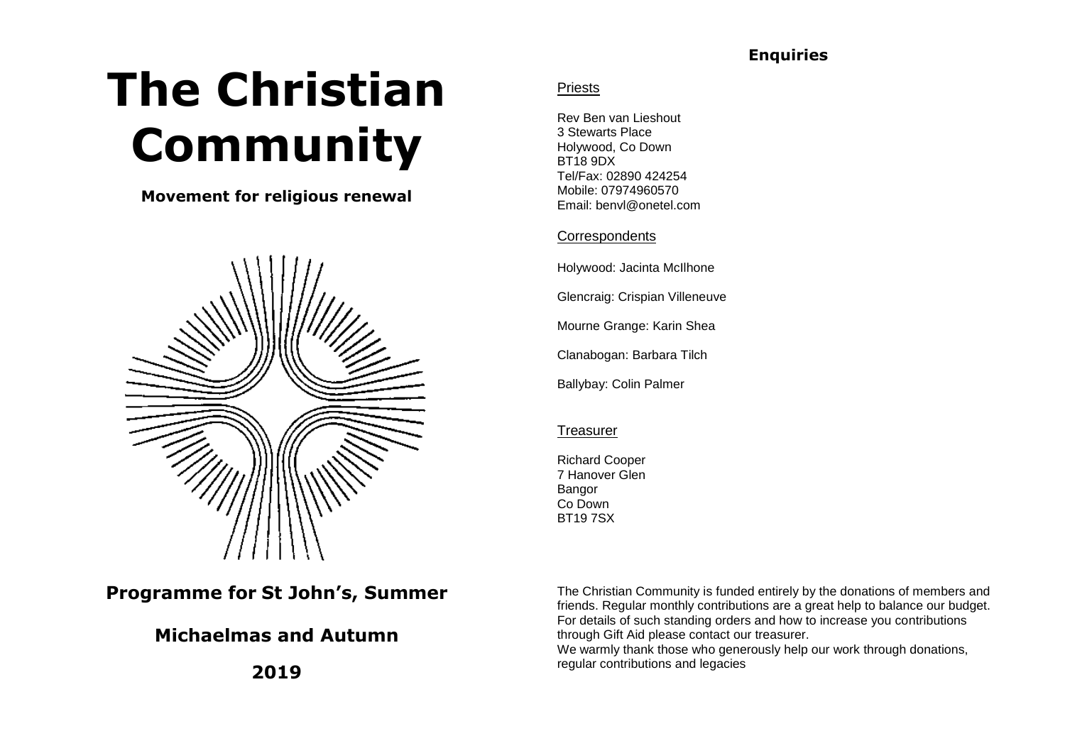# The Christian Community

**Movement for religious renewal**

## Programme for St John's, Summer

## Michaelmas and Autumn

## 2019

### Enquiries

Priests

Rev Ben van Lieshout
3 Stewarts Place
Holywood, Co Down
BT18 9DX
Tel/Fax: 02890 424254
Mobile: 07974960570
Email: benvl@onetel.com

Correspondents

Holywood: Jacinta McIlhone

Glencraig: Crispian Villeneuve

Mourne Grange: Karin Shea

Clanabogan: Barbara Tilch

Ballybay: Colin Palmer

Treasurer

Richard Cooper
7 Hanover Glen
Bangor
Co Down
BT19 7SX

The Christian Community is funded entirely by the donations of members and friends. Regular monthly contributions are a great help to balance our budget. For details of such standing orders and how to increase you contributions through Gift Aid please contact our treasurer.
We warmly thank those who generously help our work through donations, regular contributions and legacies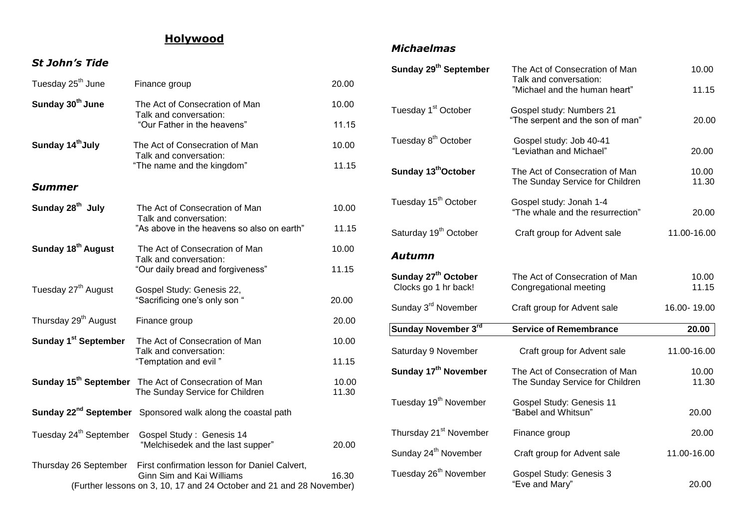## Holywood

### *St John's Tide*

| | | |
|---|---|---|
| Tuesday 25th June | Finance group | 20.00 |
| **Sunday 30th June** | The Act of Consecration of Man | 10.00 |
| | Talk and conversation: "Our Father in the heavens" | 11.15 |
| **Sunday 14th July** | The Act of Consecration of Man | 10.00 |
| | Talk and conversation: "The name and the kingdom" | 11.15 |

### *Summer*

| | | |
|---|---|---|
| **Sunday 28th July** | The Act of Consecration of Man | 10.00 |
| | Talk and conversation: "As above in the heavens so also on earth" | 11.15 |
| **Sunday 18th August** | The Act of Consecration of Man | 10.00 |
| | Talk and conversation: "Our daily bread and forgiveness" | 11.15 |
| Tuesday 27th August | Gospel Study: Genesis 22, "Sacrificing one's only son " | 20.00 |
| Thursday 29th August | Finance group | 20.00 |
| **Sunday 1st September** | The Act of Consecration of Man | 10.00 |
| | Talk and conversation: "Temptation and evil " | 11.15 |
| **Sunday 15th September** | The Act of Consecration of Man | 10.00 |
| | The Sunday Service for Children | 11.30 |
| **Sunday 22nd September** | Sponsored walk along the coastal path | |
| Tuesday 24th September | Gospel Study : Genesis 14 "Melchisedek and the last supper" | 20.00 |
| Thursday 26 September | First confirmation lesson for Daniel Calvert, Ginn Sim and Kai Williams | 16.30 |

(Further lessons on 3, 10, 17 and 24 October and 21 and 28 November)

### *Michaelmas*

| | | |
|---|---|---|
| **Sunday 29th September** | The Act of Consecration of Man | 10.00 |
| | Talk and conversation: "Michael and the human heart" | 11.15 |
| Tuesday 1st October | Gospel study: Numbers 21 "The serpent and the son of man" | 20.00 |
| Tuesday 8th October | Gospel study: Job 40-41 "Leviathan and Michael" | 20.00 |
| **Sunday 13th October** | The Act of Consecration of Man | 10.00 |
| | The Sunday Service for Children | 11.30 |
| Tuesday 15th October | Gospel study: Jonah 1-4 "The whale and the resurrection" | 20.00 |
| Saturday 19th October | Craft group for Advent sale | 11.00-16.00 |

### *Autumn*

| | | |
|---|---|---|
| **Sunday 27th October** | The Act of Consecration of Man | 10.00 |
| Clocks go 1 hr back! | Congregational meeting | 11.15 |
| Sunday 3rd November | Craft group for Advent sale | 16.00- 19.00 |
| **Sunday November 3rd** | **Service of Remembrance** | **20.00** |
| Saturday 9 November | Craft group for Advent sale | 11.00-16.00 |
| **Sunday 17th November** | The Act of Consecration of Man | 10.00 |
| | The Sunday Service for Children | 11.30 |
| Tuesday 19th November | Gospel Study: Genesis 11 "Babel and Whitsun" | 20.00 |
| Thursday 21st November | Finance group | 20.00 |
| Sunday 24th November | Craft group for Advent sale | 11.00-16.00 |
| Tuesday 26th November | Gospel Study: Genesis 3 "Eve and Mary" | 20.00 |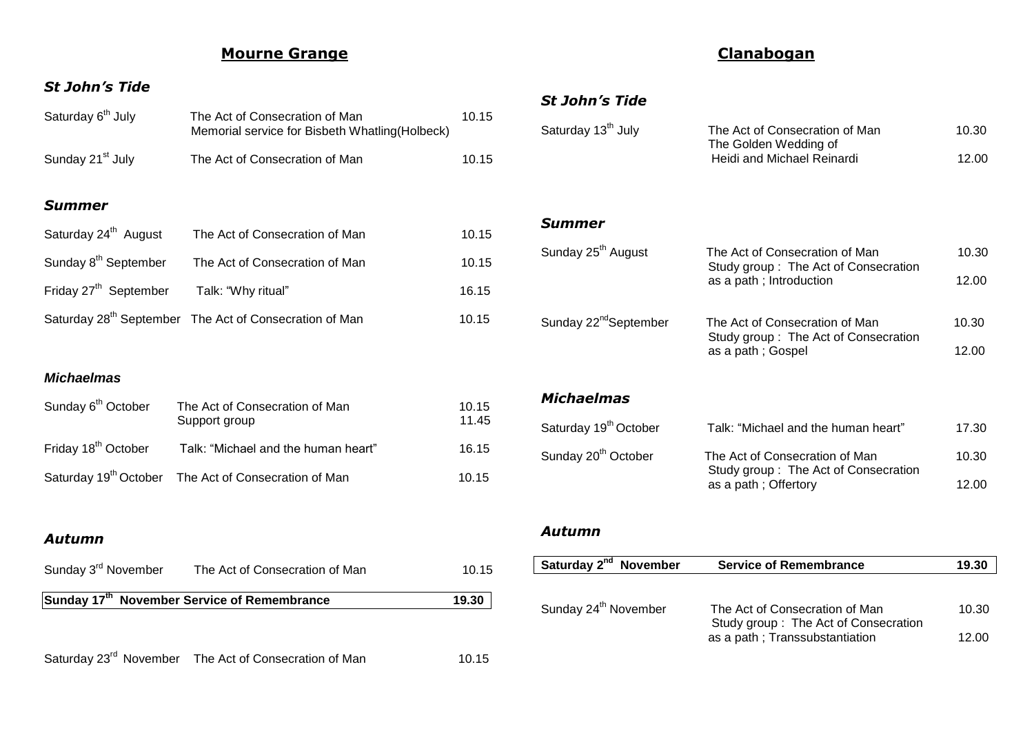## Mourne Grange

### *St John's Tide*

| | | |
|---|---|---|
| Saturday 6th July | The Act of Consecration of Man<br>Memorial service for Bisbeth Whatling(Holbeck) | 10.15 |
| Sunday 21st July | The Act of Consecration of Man | 10.15 |

### *Summer*

| | | |
|---|---|---|
| Saturday 24th August | The Act of Consecration of Man | 10.15 |
| Sunday 8th September | The Act of Consecration of Man | 10.15 |
| Friday 27th September | Talk: "Why ritual" | 16.15 |
| Saturday 28th September | The Act of Consecration of Man | 10.15 |

### *Michaelmas*

| | | |
|---|---|---|
| Sunday 6th October | The Act of Consecration of Man<br>Support group | 10.15<br>11.45 |
| Friday 18th October | Talk: "Michael and the human heart" | 16.15 |
| Saturday 19th October | The Act of Consecration of Man | 10.15 |

### *Autumn*

| | | |
|---|---|---|
| Sunday 3rd November | The Act of Consecration of Man | 10.15 |
| **Sunday 17th November** | **Service of Remembrance** | **19.30** |
| Saturday 23rd November | The Act of Consecration of Man | 10.15 |

## Clanabogan

### *St John's Tide*

| | | |
|---|---|---|
| Saturday 13th July | The Act of Consecration of Man<br>The Golden Wedding of Heidi and Michael Reinardi | 10.30<br>12.00 |

### *Summer*

| | | |
|---|---|---|
| Sunday 25th August | The Act of Consecration of Man<br>Study group : The Act of Consecration as a path ; Introduction | 10.30<br>12.00 |
| Sunday 22nd September | The Act of Consecration of Man<br>Study group : The Act of Consecration as a path ; Gospel | 10.30<br>12.00 |

### *Michaelmas*

| | | |
|---|---|---|
| Saturday 19th October | Talk: "Michael and the human heart" | 17.30 |
| Sunday 20th October | The Act of Consecration of Man<br>Study group : The Act of Consecration as a path ; Offertory | 10.30<br>12.00 |

### *Autumn*

| | | |
|---|---|---|
| **Saturday 2nd November** | **Service of Remembrance** | **19.30** |
| Sunday 24th November | The Act of Consecration of Man<br>Study group : The Act of Consecration as a path ; Transsubstantiation | 10.30<br>12.00 |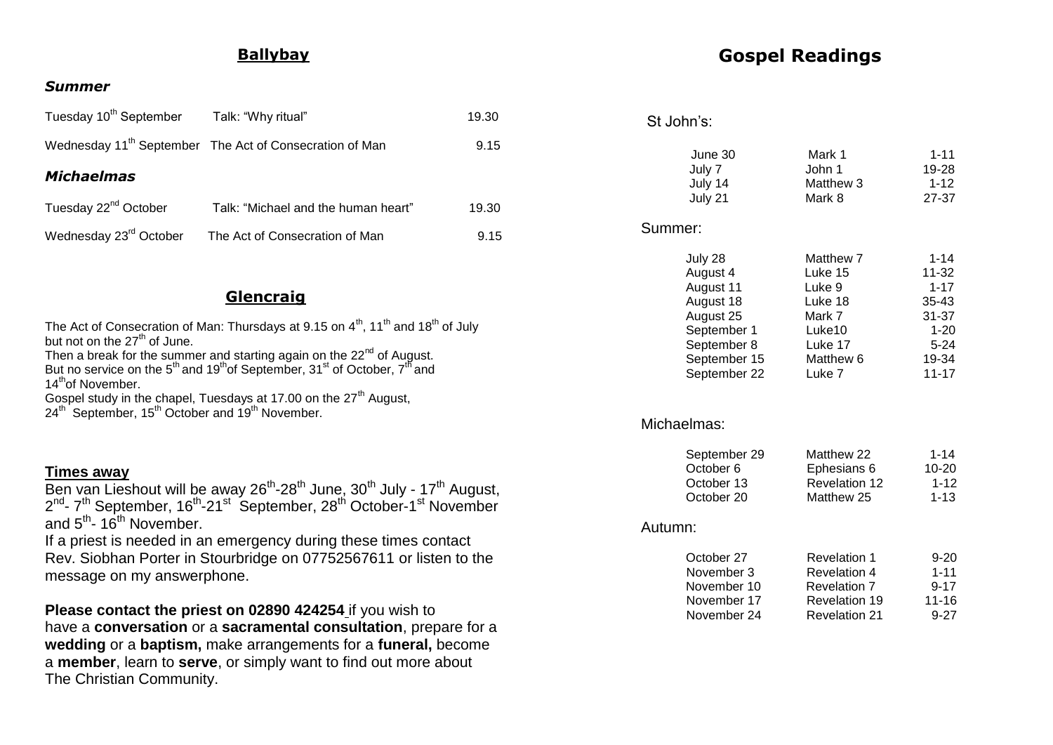## Ballybay

### *Summer*

| | | |
|---|---|---|
| Tuesday 10th September | Talk: "Why ritual" | 19.30 |
| Wednesday 11th September | The Act of Consecration of Man | 9.15 |

### *Michaelmas*

| | | |
|---|---|---|
| Tuesday 22nd October | Talk: "Michael and the human heart" | 19.30 |
| Wednesday 23rd October | The Act of Consecration of Man | 9.15 |

## Glencraig

The Act of Consecration of Man: Thursdays at 9.15 on 4th, 11th and 18th of July but not on the 27th of June.
Then a break for the summer and starting again on the 22nd of August.
But no service on the 5th and 19th of September, 31st of October, 7th and 14th of November.
Gospel study in the chapel, Tuesdays at 17.00 on the 27th August, 24th September, 15th October and 19th November.

**Times away**

Ben van Lieshout will be away 26th-28th June, 30th July - 17th August, 2nd- 7th September, 16th-21st September, 28th October-1st November and 5th- 16th November.
If a priest is needed in an emergency during these times contact Rev. Siobhan Porter in Stourbridge on 07752567611 or listen to the message on my answerphone.

**Please contact the priest on 02890 424254** if you wish to have a **conversation** or a **sacramental consultation**, prepare for a **wedding** or a **baptism,** make arrangements for a **funeral,** become a **member**, learn to **serve**, or simply want to find out more about The Christian Community.

# Gospel Readings

St John's:

| | | |
|---|---|---|
| June 30 | Mark 1 | 1-11 |
| July 7 | John 1 | 19-28 |
| July 14 | Matthew 3 | 1-12 |
| July 21 | Mark 8 | 27-37 |

Summer:

| | | |
|---|---|---|
| July 28 | Matthew 7 | 1-14 |
| August 4 | Luke 15 | 11-32 |
| August 11 | Luke 9 | 1-17 |
| August 18 | Luke 18 | 35-43 |
| August 25 | Mark 7 | 31-37 |
| September 1 | Luke10 | 1-20 |
| September 8 | Luke 17 | 5-24 |
| September 15 | Matthew 6 | 19-34 |
| September 22 | Luke 7 | 11-17 |

Michaelmas:

| | | |
|---|---|---|
| September 29 | Matthew 22 | 1-14 |
| October 6 | Ephesians 6 | 10-20 |
| October 13 | Revelation 12 | 1-12 |
| October 20 | Matthew 25 | 1-13 |

Autumn:

| | | |
|---|---|---|
| October 27 | Revelation 1 | 9-20 |
| November 3 | Revelation 4 | 1-11 |
| November 10 | Revelation 7 | 9-17 |
| November 17 | Revelation 19 | 11-16 |
| November 24 | Revelation 21 | 9-27 |